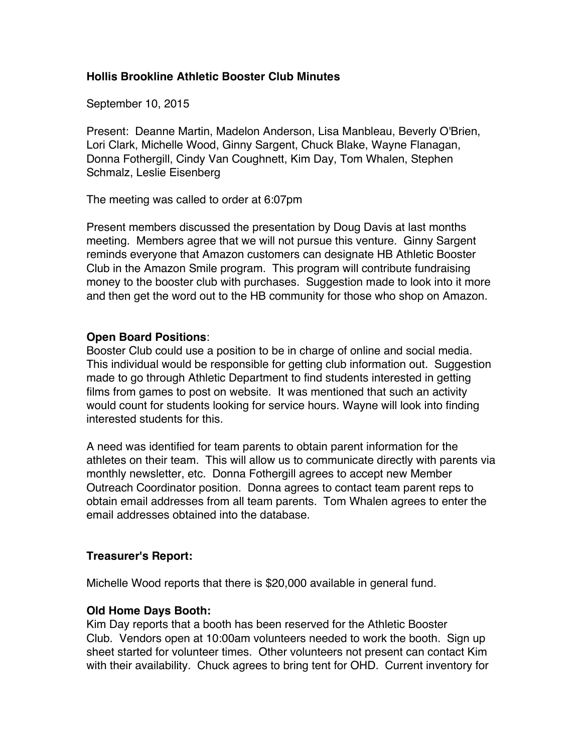**Hollis Brookline Athletic Booster Club Minutes**

September 10, 2015

Present: Deanne Martin, Madelon Anderson, Lisa Manbleau, Beverly O'Brien, Lori Clark, Michelle Wood, Ginny Sargent, Chuck Blake, Wayne Flanagan, Donna Fothergill, Cindy Van Coughnett, Kim Day, Tom Whalen, Stephen Schmalz, Leslie Eisenberg

The meeting was called to order at 6:07pm

Present members discussed the presentation by Doug Davis at last months meeting. Members agree that we will not pursue this venture. Ginny Sargent reminds everyone that Amazon customers can designate HB Athletic Booster Club in the Amazon Smile program. This program will contribute fundraising money to the booster club with purchases. Suggestion made to look into it more and then get the word out to the HB community for those who shop on Amazon.

**Open Board Positions**:
Booster Club could use a position to be in charge of online and social media. This individual would be responsible for getting club information out. Suggestion made to go through Athletic Department to find students interested in getting films from games to post on website. It was mentioned that such an activity would count for students looking for service hours. Wayne will look into finding interested students for this.

A need was identified for team parents to obtain parent information for the athletes on their team. This will allow us to communicate directly with parents via monthly newsletter, etc. Donna Fothergill agrees to accept new Member Outreach Coordinator position. Donna agrees to contact team parent reps to obtain email addresses from all team parents. Tom Whalen agrees to enter the email addresses obtained into the database.

**Treasurer's Report:**

Michelle Wood reports that there is $20,000 available in general fund.

**Old Home Days Booth:**
Kim Day reports that a booth has been reserved for the Athletic Booster Club. Vendors open at 10:00am volunteers needed to work the booth. Sign up sheet started for volunteer times. Other volunteers not present can contact Kim with their availability. Chuck agrees to bring tent for OHD. Current inventory for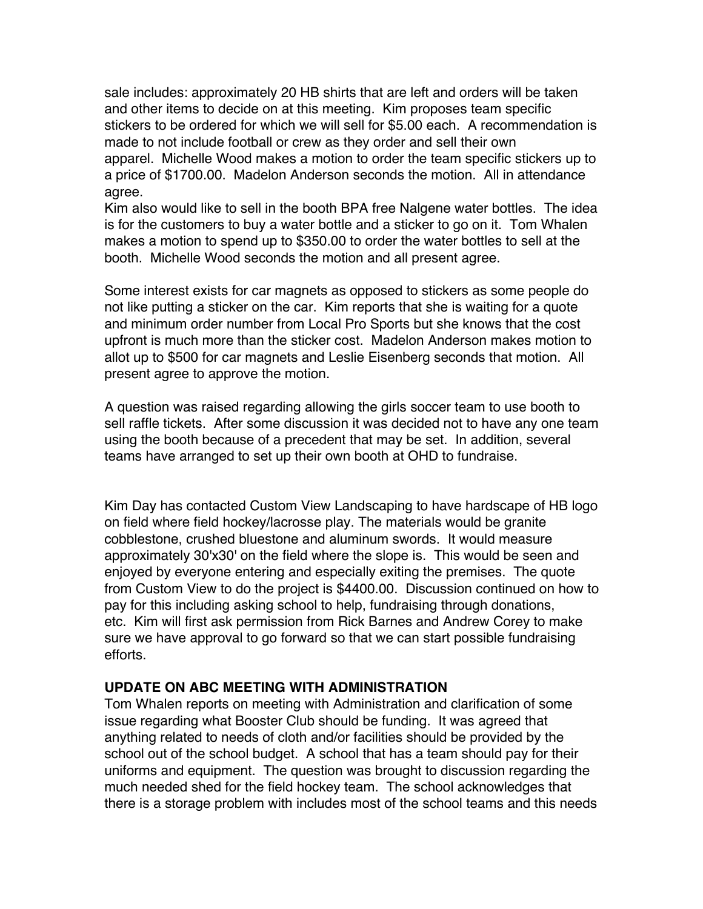sale includes: approximately 20 HB shirts that are left and orders will be taken and other items to decide on at this meeting. Kim proposes team specific stickers to be ordered for which we will sell for $5.00 each. A recommendation is made to not include football or crew as they order and sell their own apparel. Michelle Wood makes a motion to order the team specific stickers up to a price of $1700.00. Madelon Anderson seconds the motion. All in attendance agree.
Kim also would like to sell in the booth BPA free Nalgene water bottles. The idea is for the customers to buy a water bottle and a sticker to go on it. Tom Whalen makes a motion to spend up to $350.00 to order the water bottles to sell at the booth. Michelle Wood seconds the motion and all present agree.

Some interest exists for car magnets as opposed to stickers as some people do not like putting a sticker on the car. Kim reports that she is waiting for a quote and minimum order number from Local Pro Sports but she knows that the cost upfront is much more than the sticker cost. Madelon Anderson makes motion to allot up to $500 for car magnets and Leslie Eisenberg seconds that motion. All present agree to approve the motion.

A question was raised regarding allowing the girls soccer team to use booth to sell raffle tickets. After some discussion it was decided not to have any one team using the booth because of a precedent that may be set. In addition, several teams have arranged to set up their own booth at OHD to fundraise.

Kim Day has contacted Custom View Landscaping to have hardscape of HB logo on field where field hockey/lacrosse play. The materials would be granite cobblestone, crushed bluestone and aluminum swords. It would measure approximately 30'x30' on the field where the slope is. This would be seen and enjoyed by everyone entering and especially exiting the premises. The quote from Custom View to do the project is $4400.00. Discussion continued on how to pay for this including asking school to help, fundraising through donations, etc. Kim will first ask permission from Rick Barnes and Andrew Corey to make sure we have approval to go forward so that we can start possible fundraising efforts.

**UPDATE ON ABC MEETING WITH ADMINISTRATION**

Tom Whalen reports on meeting with Administration and clarification of some issue regarding what Booster Club should be funding. It was agreed that anything related to needs of cloth and/or facilities should be provided by the school out of the school budget. A school that has a team should pay for their uniforms and equipment. The question was brought to discussion regarding the much needed shed for the field hockey team. The school acknowledges that there is a storage problem with includes most of the school teams and this needs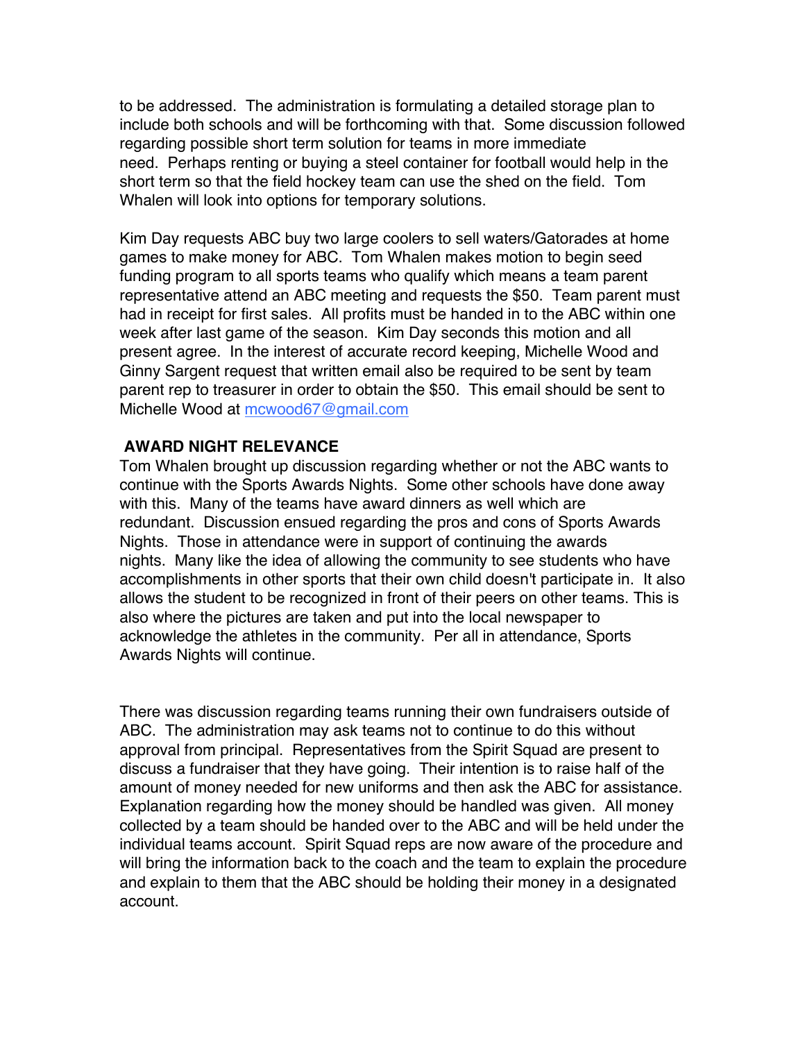to be addressed.  The administration is formulating a detailed storage plan to include both schools and will be forthcoming with that.  Some discussion followed regarding possible short term solution for teams in more immediate need.  Perhaps renting or buying a steel container for football would help in the short term so that the field hockey team can use the shed on the field.  Tom Whalen will look into options for temporary solutions.

Kim Day requests ABC buy two large coolers to sell waters/Gatorades at home games to make money for ABC.  Tom Whalen makes motion to begin seed funding program to all sports teams who qualify which means a team parent representative attend an ABC meeting and requests the $50.  Team parent must had in receipt for first sales.  All profits must be handed in to the ABC within one week after last game of the season.  Kim Day seconds this motion and all present agree.  In the interest of accurate record keeping, Michelle Wood and Ginny Sargent request that written email also be required to be sent by team parent rep to treasurer in order to obtain the $50.  This email should be sent to Michelle Wood at mcwood67@gmail.com

**AWARD NIGHT RELEVANCE**

Tom Whalen brought up discussion regarding whether or not the ABC wants to continue with the Sports Awards Nights.  Some other schools have done away with this.  Many of the teams have award dinners as well which are redundant.  Discussion ensued regarding the pros and cons of Sports Awards Nights.  Those in attendance were in support of continuing the awards nights.  Many like the idea of allowing the community to see students who have accomplishments in other sports that their own child doesn't participate in.  It also allows the student to be recognized in front of their peers on other teams. This is also where the pictures are taken and put into the local newspaper to acknowledge the athletes in the community.  Per all in attendance, Sports Awards Nights will continue.

There was discussion regarding teams running their own fundraisers outside of ABC.  The administration may ask teams not to continue to do this without approval from principal.  Representatives from the Spirit Squad are present to discuss a fundraiser that they have going.  Their intention is to raise half of the amount of money needed for new uniforms and then ask the ABC for assistance.  Explanation regarding how the money should be handled was given.  All money collected by a team should be handed over to the ABC and will be held under the individual teams account.  Spirit Squad reps are now aware of the procedure and will bring the information back to the coach and the team to explain the procedure and explain to them that the ABC should be holding their money in a designated account.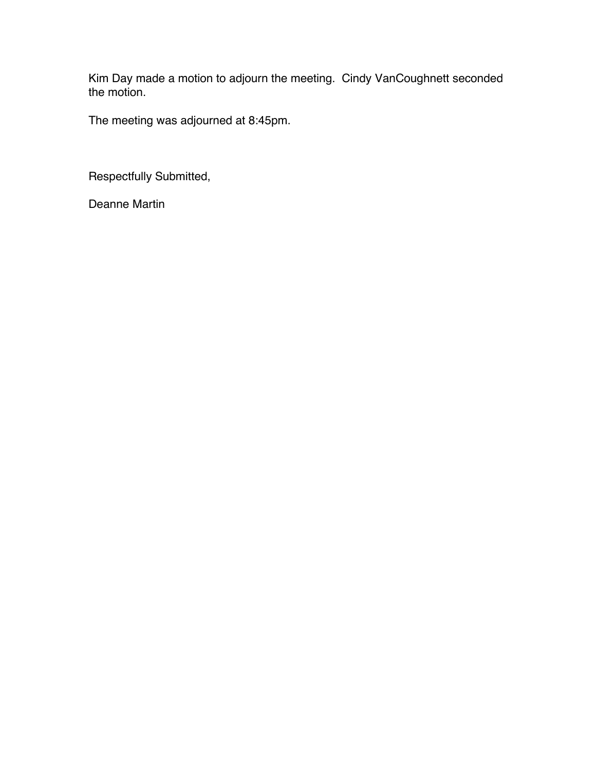Kim Day made a motion to adjourn the meeting. Cindy VanCoughnett seconded the motion.

The meeting was adjourned at 8:45pm.

Respectfully Submitted,

Deanne Martin